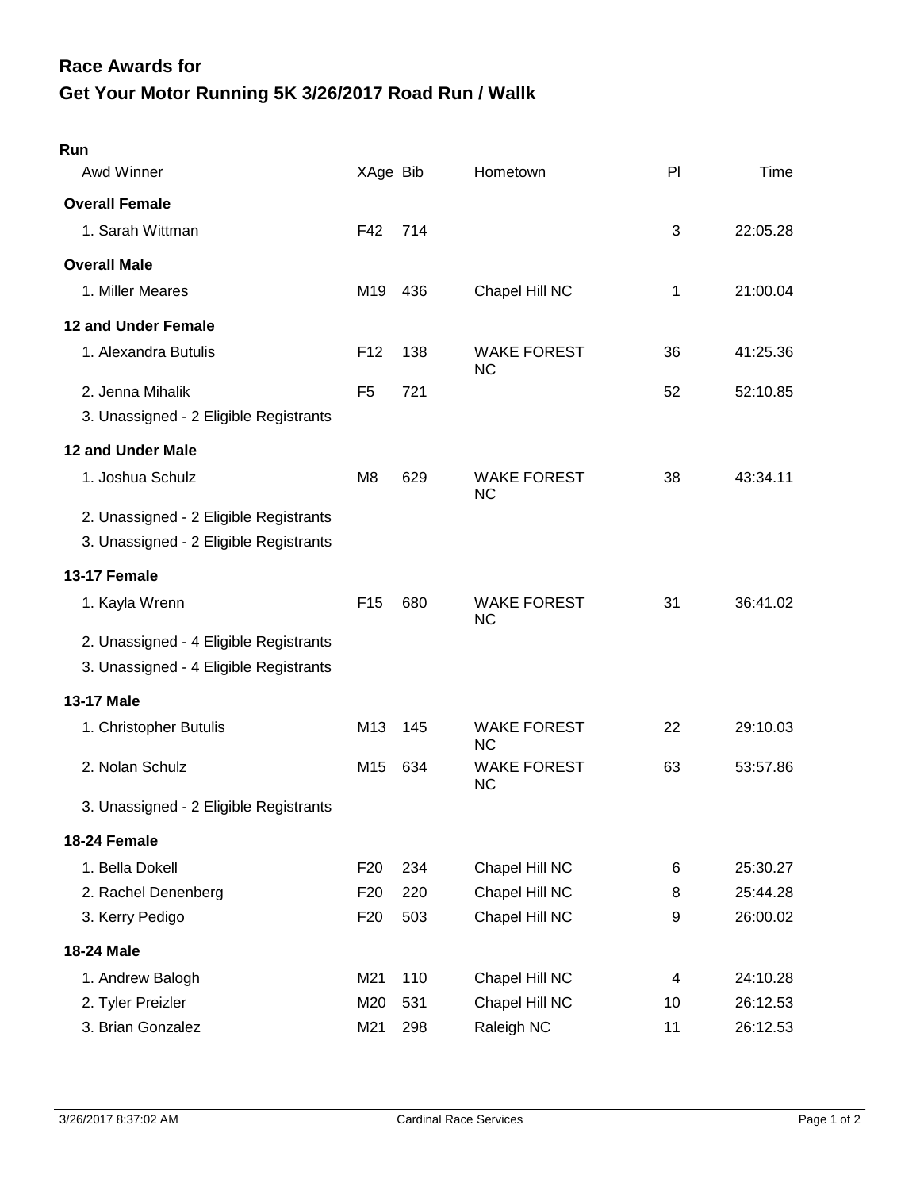# Race Awards for
# Get Your Motor Running 5K 3/26/2017 Road Run / Wallk

## Run

| Awd Winner | XAge | Bib | Hometown | Pl | Time |
|---|---|---|---|---|---|
| **Overall Female** | | | | | |
| 1. Sarah Wittman | F42 | 714 | | 3 | 22:05.28 |
| **Overall Male** | | | | | |
| 1. Miller Meares | M19 | 436 | Chapel Hill NC | 1 | 21:00.04 |
| **12 and Under Female** | | | | | |
| 1. Alexandra Butulis | F12 | 138 | WAKE FOREST NC | 36 | 41:25.36 |
| 2. Jenna Mihalik | F5 | 721 | | 52 | 52:10.85 |
| 3. Unassigned - 2 Eligible Registrants | | | | | |
| **12 and Under Male** | | | | | |
| 1. Joshua Schulz | M8 | 629 | WAKE FOREST NC | 38 | 43:34.11 |
| 2. Unassigned - 2 Eligible Registrants | | | | | |
| 3. Unassigned - 2 Eligible Registrants | | | | | |
| **13-17 Female** | | | | | |
| 1. Kayla Wrenn | F15 | 680 | WAKE FOREST NC | 31 | 36:41.02 |
| 2. Unassigned - 4 Eligible Registrants | | | | | |
| 3. Unassigned - 4 Eligible Registrants | | | | | |
| **13-17 Male** | | | | | |
| 1. Christopher Butulis | M13 | 145 | WAKE FOREST NC | 22 | 29:10.03 |
| 2. Nolan Schulz | M15 | 634 | WAKE FOREST NC | 63 | 53:57.86 |
| 3. Unassigned - 2 Eligible Registrants | | | | | |
| **18-24 Female** | | | | | |
| 1. Bella Dokell | F20 | 234 | Chapel Hill NC | 6 | 25:30.27 |
| 2. Rachel Denenberg | F20 | 220 | Chapel Hill NC | 8 | 25:44.28 |
| 3. Kerry Pedigo | F20 | 503 | Chapel Hill NC | 9 | 26:00.02 |
| **18-24 Male** | | | | | |
| 1. Andrew Balogh | M21 | 110 | Chapel Hill NC | 4 | 24:10.28 |
| 2. Tyler Preizler | M20 | 531 | Chapel Hill NC | 10 | 26:12.53 |
| 3. Brian Gonzalez | M21 | 298 | Raleigh NC | 11 | 26:12.53 |

3/26/2017 8:37:02 AM — Cardinal Race Services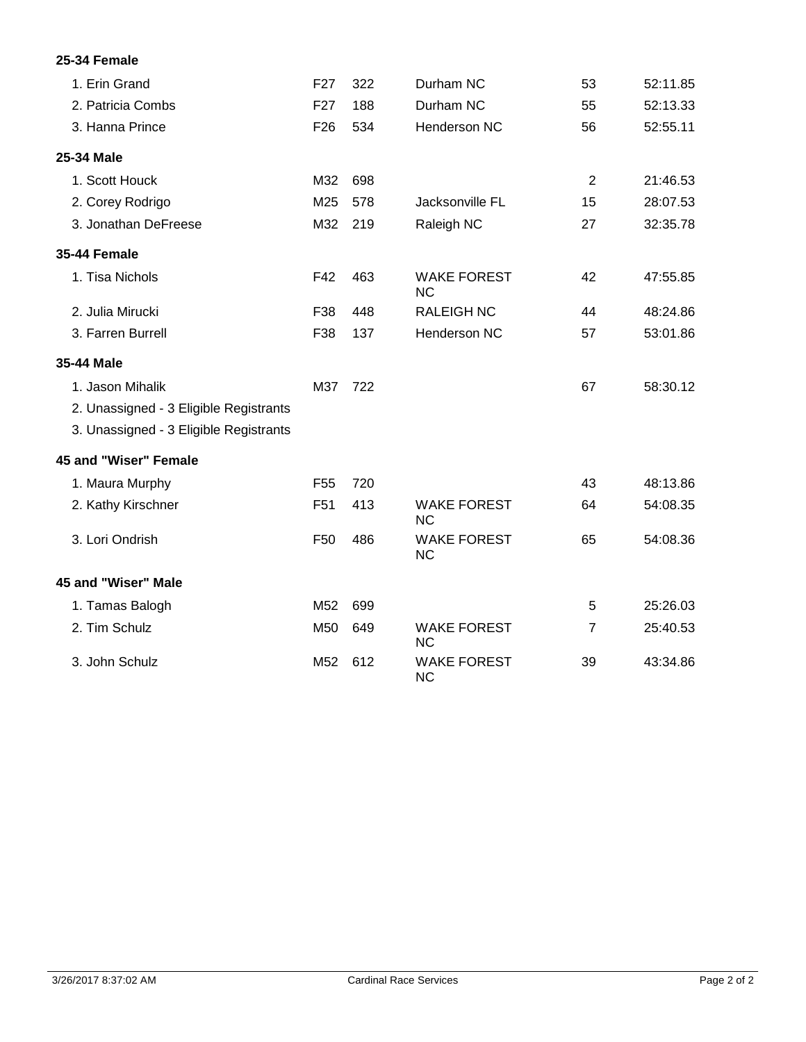**25-34 Female**

| | | | | | |
|---|---|---|---|---|---|
| 1. Erin Grand | F27 | 322 | Durham NC | 53 | 52:11.85 |
| 2. Patricia Combs | F27 | 188 | Durham NC | 55 | 52:13.33 |
| 3. Hanna Prince | F26 | 534 | Henderson NC | 56 | 52:55.11 |

**25-34 Male**

| | | | | | |
|---|---|---|---|---|---|
| 1. Scott Houck | M32 | 698 | | 2 | 21:46.53 |
| 2. Corey Rodrigo | M25 | 578 | Jacksonville FL | 15 | 28:07.53 |
| 3. Jonathan DeFreese | M32 | 219 | Raleigh NC | 27 | 32:35.78 |

**35-44 Female**

| | | | | | |
|---|---|---|---|---|---|
| 1. Tisa Nichols | F42 | 463 | WAKE FOREST NC | 42 | 47:55.85 |
| 2. Julia Mirucki | F38 | 448 | RALEIGH NC | 44 | 48:24.86 |
| 3. Farren Burrell | F38 | 137 | Henderson NC | 57 | 53:01.86 |

**35-44 Male**

| | | | | | |
|---|---|---|---|---|---|
| 1. Jason Mihalik | M37 | 722 | | 67 | 58:30.12 |
| 2. Unassigned - 3 Eligible Registrants | | | | | |
| 3. Unassigned - 3 Eligible Registrants | | | | | |

**45 and "Wiser" Female**

| | | | | | |
|---|---|---|---|---|---|
| 1. Maura Murphy | F55 | 720 | | 43 | 48:13.86 |
| 2. Kathy Kirschner | F51 | 413 | WAKE FOREST NC | 64 | 54:08.35 |
| 3. Lori Ondrish | F50 | 486 | WAKE FOREST NC | 65 | 54:08.36 |

**45 and "Wiser" Male**

| | | | | | |
|---|---|---|---|---|---|
| 1. Tamas Balogh | M52 | 699 | | 5 | 25:26.03 |
| 2. Tim Schulz | M50 | 649 | WAKE FOREST NC | 7 | 25:40.53 |
| 3. John Schulz | M52 | 612 | WAKE FOREST NC | 39 | 43:34.86 |